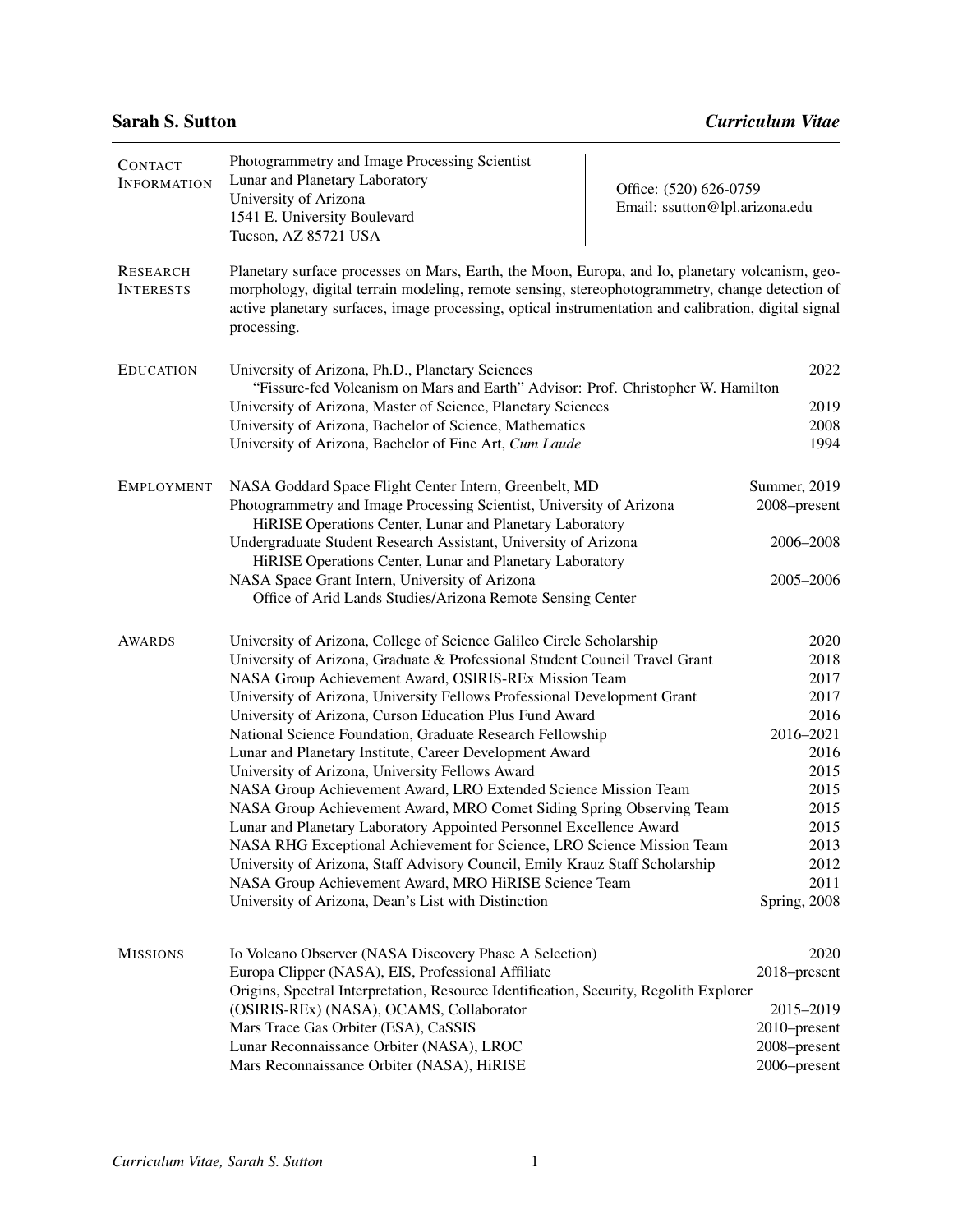# Sarah S. Sutton

***Curriculum Vitae***

## Contact Information

Photogrammetry and Image Processing Scientist
Lunar and Planetary Laboratory
University of Arizona
1541 E. University Boulevard
Tucson, AZ 85721 USA

Office: (520) 626-0759
Email: ssutton@lpl.arizona.edu

## Research Interests

Planetary surface processes on Mars, Earth, the Moon, Europa, and Io, planetary volcanism, geomorphology, digital terrain modeling, remote sensing, stereophotogrammetry, change detection of active planetary surfaces, image processing, optical instrumentation and calibration, digital signal processing.

## Education

| | |
|---|---|
| University of Arizona, Ph.D., Planetary Sciences<br>"Fissure-fed Volcanism on Mars and Earth" Advisor: Prof. Christopher W. Hamilton | 2022 |
| University of Arizona, Master of Science, Planetary Sciences | 2019 |
| University of Arizona, Bachelor of Science, Mathematics | 2008 |
| University of Arizona, Bachelor of Fine Art, *Cum Laude* | 1994 |

## Employment

| | |
|---|---|
| NASA Goddard Space Flight Center Intern, Greenbelt, MD | Summer, 2019 |
| Photogrammetry and Image Processing Scientist, University of Arizona<br>HiRISE Operations Center, Lunar and Planetary Laboratory | 2008–present |
| Undergraduate Student Research Assistant, University of Arizona<br>HiRISE Operations Center, Lunar and Planetary Laboratory | 2006–2008 |
| NASA Space Grant Intern, University of Arizona<br>Office of Arid Lands Studies/Arizona Remote Sensing Center | 2005–2006 |

## Awards

| | |
|---|---|
| University of Arizona, College of Science Galileo Circle Scholarship | 2020 |
| University of Arizona, Graduate & Professional Student Council Travel Grant | 2018 |
| NASA Group Achievement Award, OSIRIS-REx Mission Team | 2017 |
| University of Arizona, University Fellows Professional Development Grant | 2017 |
| University of Arizona, Curson Education Plus Fund Award | 2016 |
| National Science Foundation, Graduate Research Fellowship | 2016–2021 |
| Lunar and Planetary Institute, Career Development Award | 2016 |
| University of Arizona, University Fellows Award | 2015 |
| NASA Group Achievement Award, LRO Extended Science Mission Team | 2015 |
| NASA Group Achievement Award, MRO Comet Siding Spring Observing Team | 2015 |
| Lunar and Planetary Laboratory Appointed Personnel Excellence Award | 2015 |
| NASA RHG Exceptional Achievement for Science, LRO Science Mission Team | 2013 |
| University of Arizona, Staff Advisory Council, Emily Krauz Staff Scholarship | 2012 |
| NASA Group Achievement Award, MRO HiRISE Science Team | 2011 |
| University of Arizona, Dean's List with Distinction | Spring, 2008 |

## Missions

| | |
|---|---|
| Io Volcano Observer (NASA Discovery Phase A Selection) | 2020 |
| Europa Clipper (NASA), EIS, Professional Affiliate | 2018–present |
| Origins, Spectral Interpretation, Resource Identification, Security, Regolith Explorer (OSIRIS-REx) (NASA), OCAMS, Collaborator | 2015–2019 |
| Mars Trace Gas Orbiter (ESA), CaSSIS | 2010–present |
| Lunar Reconnaissance Orbiter (NASA), LROC | 2008–present |
| Mars Reconnaissance Orbiter (NASA), HiRISE | 2006–present |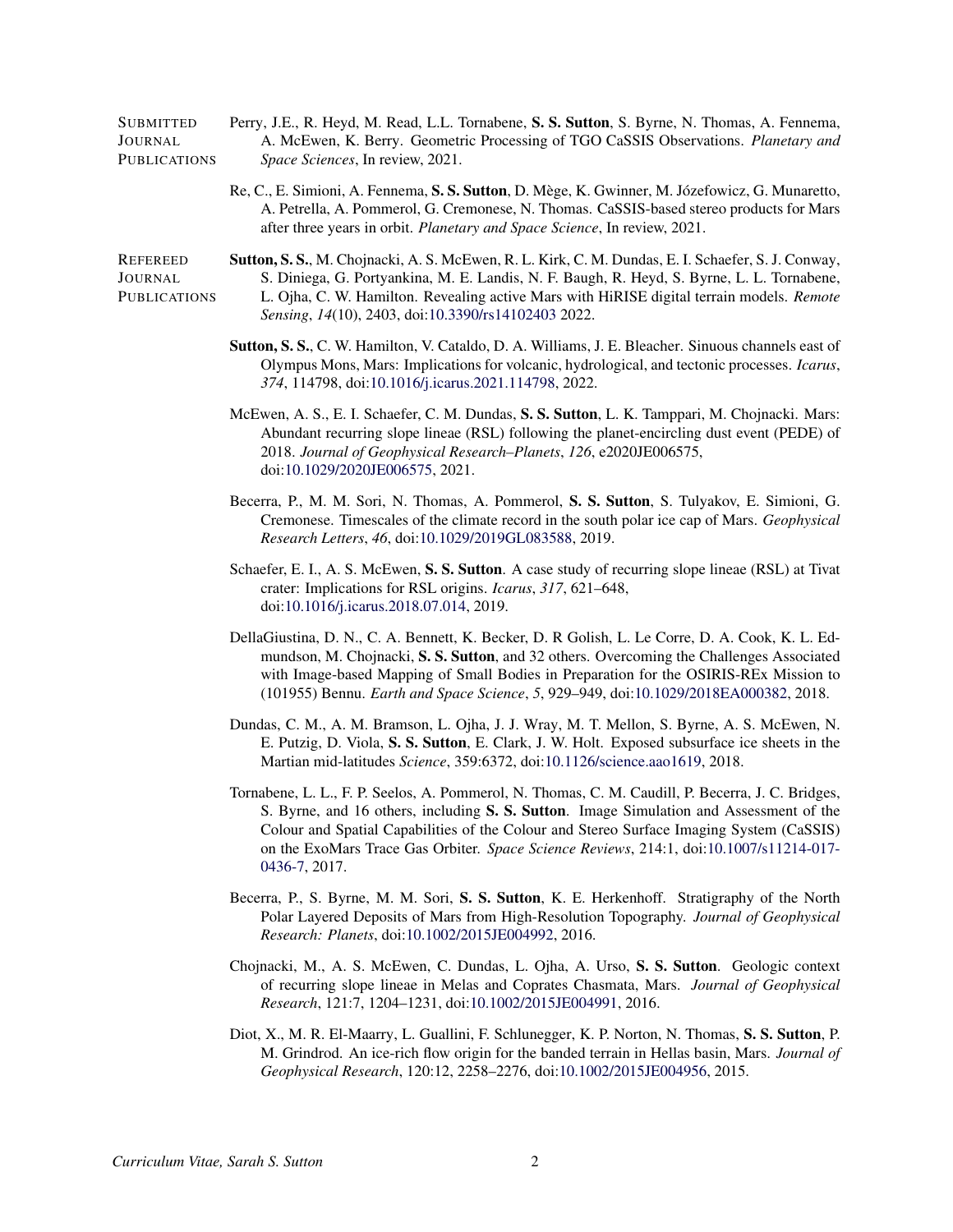## Submitted Journal Publications

Perry, J.E., R. Heyd, M. Read, L.L. Tornabene, **S. S. Sutton**, S. Byrne, N. Thomas, A. Fennema, A. McEwen, K. Berry. Geometric Processing of TGO CaSSIS Observations. *Planetary and Space Sciences*, In review, 2021.

Re, C., E. Simioni, A. Fennema, **S. S. Sutton**, D. Mège, K. Gwinner, M. Józefowicz, G. Munaretto, A. Petrella, A. Pommerol, G. Cremonese, N. Thomas. CaSSIS-based stereo products for Mars after three years in orbit. *Planetary and Space Science*, In review, 2021.

## Refereed Journal Publications

**Sutton, S. S.**, M. Chojnacki, A. S. McEwen, R. L. Kirk, C. M. Dundas, E. I. Schaefer, S. J. Conway, S. Diniega, G. Portyankina, M. E. Landis, N. F. Baugh, R. Heyd, S. Byrne, L. L. Tornabene, L. Ojha, C. W. Hamilton. Revealing active Mars with HiRISE digital terrain models. *Remote Sensing*, *14*(10), 2403, doi:10.3390/rs14102403 2022.

**Sutton, S. S.**, C. W. Hamilton, V. Cataldo, D. A. Williams, J. E. Bleacher. Sinuous channels east of Olympus Mons, Mars: Implications for volcanic, hydrological, and tectonic processes. *Icarus*, *374*, 114798, doi:10.1016/j.icarus.2021.114798, 2022.

McEwen, A. S., E. I. Schaefer, C. M. Dundas, **S. S. Sutton**, L. K. Tamppari, M. Chojnacki. Mars: Abundant recurring slope lineae (RSL) following the planet-encircling dust event (PEDE) of 2018. *Journal of Geophysical Research–Planets*, *126*, e2020JE006575, doi:10.1029/2020JE006575, 2021.

Becerra, P., M. M. Sori, N. Thomas, A. Pommerol, **S. S. Sutton**, S. Tulyakov, E. Simioni, G. Cremonese. Timescales of the climate record in the south polar ice cap of Mars. *Geophysical Research Letters*, *46*, doi:10.1029/2019GL083588, 2019.

Schaefer, E. I., A. S. McEwen, **S. S. Sutton**. A case study of recurring slope lineae (RSL) at Tivat crater: Implications for RSL origins. *Icarus*, *317*, 621–648, doi:10.1016/j.icarus.2018.07.014, 2019.

DellaGiustina, D. N., C. A. Bennett, K. Becker, D. R Golish, L. Le Corre, D. A. Cook, K. L. Edmundson, M. Chojnacki, **S. S. Sutton**, and 32 others. Overcoming the Challenges Associated with Image-based Mapping of Small Bodies in Preparation for the OSIRIS-REx Mission to (101955) Bennu. *Earth and Space Science*, *5*, 929–949, doi:10.1029/2018EA000382, 2018.

Dundas, C. M., A. M. Bramson, L. Ojha, J. J. Wray, M. T. Mellon, S. Byrne, A. S. McEwen, N. E. Putzig, D. Viola, **S. S. Sutton**, E. Clark, J. W. Holt. Exposed subsurface ice sheets in the Martian mid-latitudes *Science*, 359:6372, doi:10.1126/science.aao1619, 2018.

Tornabene, L. L., F. P. Seelos, A. Pommerol, N. Thomas, C. M. Caudill, P. Becerra, J. C. Bridges, S. Byrne, and 16 others, including **S. S. Sutton**. Image Simulation and Assessment of the Colour and Spatial Capabilities of the Colour and Stereo Surface Imaging System (CaSSIS) on the ExoMars Trace Gas Orbiter. *Space Science Reviews*, 214:1, doi:10.1007/s11214-017-0436-7, 2017.

Becerra, P., S. Byrne, M. M. Sori, **S. S. Sutton**, K. E. Herkenhoff. Stratigraphy of the North Polar Layered Deposits of Mars from High-Resolution Topography. *Journal of Geophysical Research: Planets*, doi:10.1002/2015JE004992, 2016.

Chojnacki, M., A. S. McEwen, C. Dundas, L. Ojha, A. Urso, **S. S. Sutton**. Geologic context of recurring slope lineae in Melas and Coprates Chasmata, Mars. *Journal of Geophysical Research*, 121:7, 1204–1231, doi:10.1002/2015JE004991, 2016.

Diot, X., M. R. El-Maarry, L. Guallini, F. Schlunegger, K. P. Norton, N. Thomas, **S. S. Sutton**, P. M. Grindrod. An ice-rich flow origin for the banded terrain in Hellas basin, Mars. *Journal of Geophysical Research*, 120:12, 2258–2276, doi:10.1002/2015JE004956, 2015.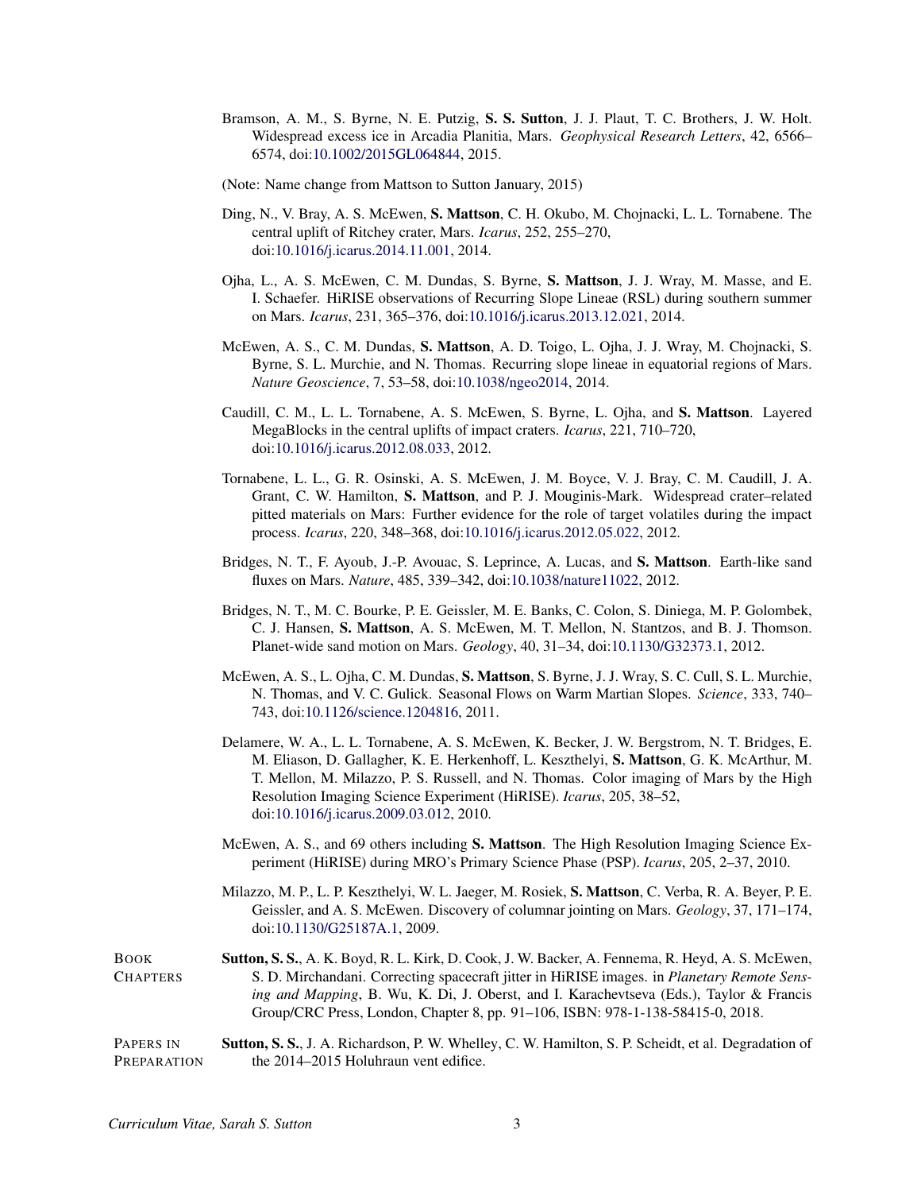Bramson, A. M., S. Byrne, N. E. Putzig, **S. S. Sutton**, J. J. Plaut, T. C. Brothers, J. W. Holt. Widespread excess ice in Arcadia Planitia, Mars. *Geophysical Research Letters*, 42, 6566–6574, doi:10.1002/2015GL064844, 2015.

(Note: Name change from Mattson to Sutton January, 2015)

Ding, N., V. Bray, A. S. McEwen, **S. Mattson**, C. H. Okubo, M. Chojnacki, L. L. Tornabene. The central uplift of Ritchey crater, Mars. *Icarus*, 252, 255–270, doi:10.1016/j.icarus.2014.11.001, 2014.

Ojha, L., A. S. McEwen, C. M. Dundas, S. Byrne, **S. Mattson**, J. J. Wray, M. Masse, and E. I. Schaefer. HiRISE observations of Recurring Slope Lineae (RSL) during southern summer on Mars. *Icarus*, 231, 365–376, doi:10.1016/j.icarus.2013.12.021, 2014.

McEwen, A. S., C. M. Dundas, **S. Mattson**, A. D. Toigo, L. Ojha, J. J. Wray, M. Chojnacki, S. Byrne, S. L. Murchie, and N. Thomas. Recurring slope lineae in equatorial regions of Mars. *Nature Geoscience*, 7, 53–58, doi:10.1038/ngeo2014, 2014.

Caudill, C. M., L. L. Tornabene, A. S. McEwen, S. Byrne, L. Ojha, and **S. Mattson**. Layered MegaBlocks in the central uplifts of impact craters. *Icarus*, 221, 710–720, doi:10.1016/j.icarus.2012.08.033, 2012.

Tornabene, L. L., G. R. Osinski, A. S. McEwen, J. M. Boyce, V. J. Bray, C. M. Caudill, J. A. Grant, C. W. Hamilton, **S. Mattson**, and P. J. Mouginis-Mark. Widespread crater–related pitted materials on Mars: Further evidence for the role of target volatiles during the impact process. *Icarus*, 220, 348–368, doi:10.1016/j.icarus.2012.05.022, 2012.

Bridges, N. T., F. Ayoub, J.-P. Avouac, S. Leprince, A. Lucas, and **S. Mattson**. Earth-like sand fluxes on Mars. *Nature*, 485, 339–342, doi:10.1038/nature11022, 2012.

Bridges, N. T., M. C. Bourke, P. E. Geissler, M. E. Banks, C. Colon, S. Diniega, M. P. Golombek, C. J. Hansen, **S. Mattson**, A. S. McEwen, M. T. Mellon, N. Stantzos, and B. J. Thomson. Planet-wide sand motion on Mars. *Geology*, 40, 31–34, doi:10.1130/G32373.1, 2012.

McEwen, A. S., L. Ojha, C. M. Dundas, **S. Mattson**, S. Byrne, J. J. Wray, S. C. Cull, S. L. Murchie, N. Thomas, and V. C. Gulick. Seasonal Flows on Warm Martian Slopes. *Science*, 333, 740–743, doi:10.1126/science.1204816, 2011.

Delamere, W. A., L. L. Tornabene, A. S. McEwen, K. Becker, J. W. Bergstrom, N. T. Bridges, E. M. Eliason, D. Gallagher, K. E. Herkenhoff, L. Keszthelyi, **S. Mattson**, G. K. McArthur, M. T. Mellon, M. Milazzo, P. S. Russell, and N. Thomas. Color imaging of Mars by the High Resolution Imaging Science Experiment (HiRISE). *Icarus*, 205, 38–52, doi:10.1016/j.icarus.2009.03.012, 2010.

McEwen, A. S., and 69 others including **S. Mattson**. The High Resolution Imaging Science Experiment (HiRISE) during MRO's Primary Science Phase (PSP). *Icarus*, 205, 2–37, 2010.

Milazzo, M. P., L. P. Keszthelyi, W. L. Jaeger, M. Rosiek, **S. Mattson**, C. Verba, R. A. Beyer, P. E. Geissler, and A. S. McEwen. Discovery of columnar jointing on Mars. *Geology*, 37, 171–174, doi:10.1130/G25187A.1, 2009.

## Book Chapters

**Sutton, S. S.**, A. K. Boyd, R. L. Kirk, D. Cook, J. W. Backer, A. Fennema, R. Heyd, A. S. McEwen, S. D. Mirchandani. Correcting spacecraft jitter in HiRISE images. in *Planetary Remote Sensing and Mapping*, B. Wu, K. Di, J. Oberst, and I. Karachevtseva (Eds.), Taylor & Francis Group/CRC Press, London, Chapter 8, pp. 91–106, ISBN: 978-1-138-58415-0, 2018.

## Papers in Preparation

**Sutton, S. S.**, J. A. Richardson, P. W. Whelley, C. W. Hamilton, S. P. Scheidt, et al. Degradation of the 2014–2015 Holuhraun vent edifice.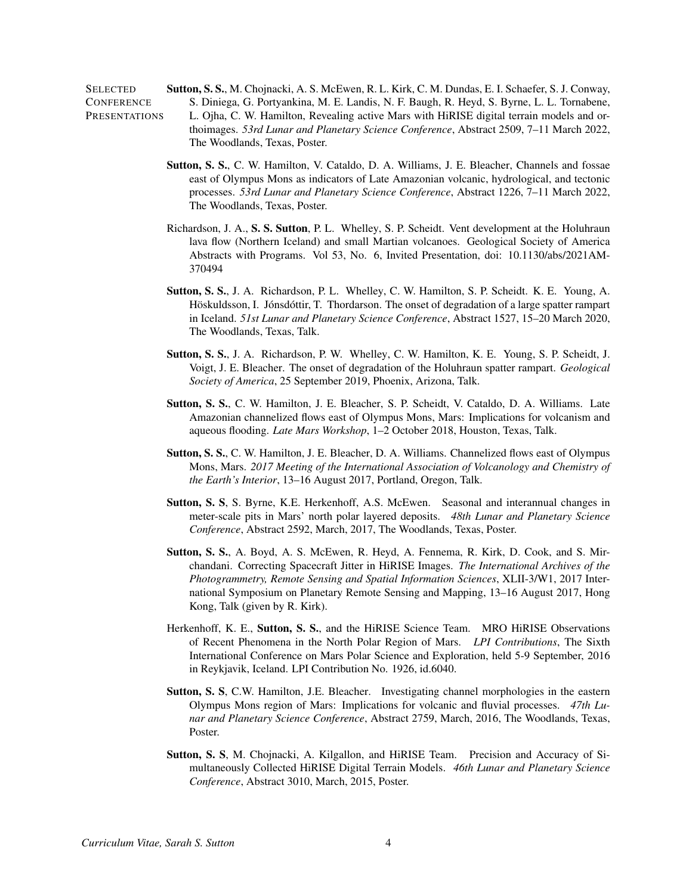## Selected Conference Presentations

**Sutton, S. S.**, M. Chojnacki, A. S. McEwen, R. L. Kirk, C. M. Dundas, E. I. Schaefer, S. J. Conway, S. Diniega, G. Portyankina, M. E. Landis, N. F. Baugh, R. Heyd, S. Byrne, L. L. Tornabene, L. Ojha, C. W. Hamilton, Revealing active Mars with HiRISE digital terrain models and orthoimages. *53rd Lunar and Planetary Science Conference*, Abstract 2509, 7–11 March 2022, The Woodlands, Texas, Poster.

**Sutton, S. S.**, C. W. Hamilton, V. Cataldo, D. A. Williams, J. E. Bleacher, Channels and fossae east of Olympus Mons as indicators of Late Amazonian volcanic, hydrological, and tectonic processes. *53rd Lunar and Planetary Science Conference*, Abstract 1226, 7–11 March 2022, The Woodlands, Texas, Poster.

Richardson, J. A., **S. S. Sutton**, P. L. Whelley, S. P. Scheidt. Vent development at the Holuhraun lava flow (Northern Iceland) and small Martian volcanoes. Geological Society of America Abstracts with Programs. Vol 53, No. 6, Invited Presentation, doi: 10.1130/abs/2021AM-370494

**Sutton, S. S.**, J. A. Richardson, P. L. Whelley, C. W. Hamilton, S. P. Scheidt. K. E. Young, A. Höskuldsson, I. Jónsdóttir, T. Thordarson. The onset of degradation of a large spatter rampart in Iceland. *51st Lunar and Planetary Science Conference*, Abstract 1527, 15–20 March 2020, The Woodlands, Texas, Talk.

**Sutton, S. S.**, J. A. Richardson, P. W. Whelley, C. W. Hamilton, K. E. Young, S. P. Scheidt, J. Voigt, J. E. Bleacher. The onset of degradation of the Holuhraun spatter rampart. *Geological Society of America*, 25 September 2019, Phoenix, Arizona, Talk.

**Sutton, S. S.**, C. W. Hamilton, J. E. Bleacher, S. P. Scheidt, V. Cataldo, D. A. Williams. Late Amazonian channelized flows east of Olympus Mons, Mars: Implications for volcanism and aqueous flooding. *Late Mars Workshop*, 1–2 October 2018, Houston, Texas, Talk.

**Sutton, S. S.**, C. W. Hamilton, J. E. Bleacher, D. A. Williams. Channelized flows east of Olympus Mons, Mars. *2017 Meeting of the International Association of Volcanology and Chemistry of the Earth's Interior*, 13–16 August 2017, Portland, Oregon, Talk.

**Sutton, S. S**, S. Byrne, K.E. Herkenhoff, A.S. McEwen. Seasonal and interannual changes in meter-scale pits in Mars' north polar layered deposits. *48th Lunar and Planetary Science Conference*, Abstract 2592, March, 2017, The Woodlands, Texas, Poster.

**Sutton, S. S.**, A. Boyd, A. S. McEwen, R. Heyd, A. Fennema, R. Kirk, D. Cook, and S. Mirchandani. Correcting Spacecraft Jitter in HiRISE Images. *The International Archives of the Photogrammetry, Remote Sensing and Spatial Information Sciences*, XLII-3/W1, 2017 International Symposium on Planetary Remote Sensing and Mapping, 13–16 August 2017, Hong Kong, Talk (given by R. Kirk).

Herkenhoff, K. E., **Sutton, S. S.**, and the HiRISE Science Team. MRO HiRISE Observations of Recent Phenomena in the North Polar Region of Mars. *LPI Contributions*, The Sixth International Conference on Mars Polar Science and Exploration, held 5-9 September, 2016 in Reykjavik, Iceland. LPI Contribution No. 1926, id.6040.

**Sutton, S. S**, C.W. Hamilton, J.E. Bleacher. Investigating channel morphologies in the eastern Olympus Mons region of Mars: Implications for volcanic and fluvial processes. *47th Lunar and Planetary Science Conference*, Abstract 2759, March, 2016, The Woodlands, Texas, Poster.

**Sutton, S. S**, M. Chojnacki, A. Kilgallon, and HiRISE Team. Precision and Accuracy of Simultaneously Collected HiRISE Digital Terrain Models. *46th Lunar and Planetary Science Conference*, Abstract 3010, March, 2015, Poster.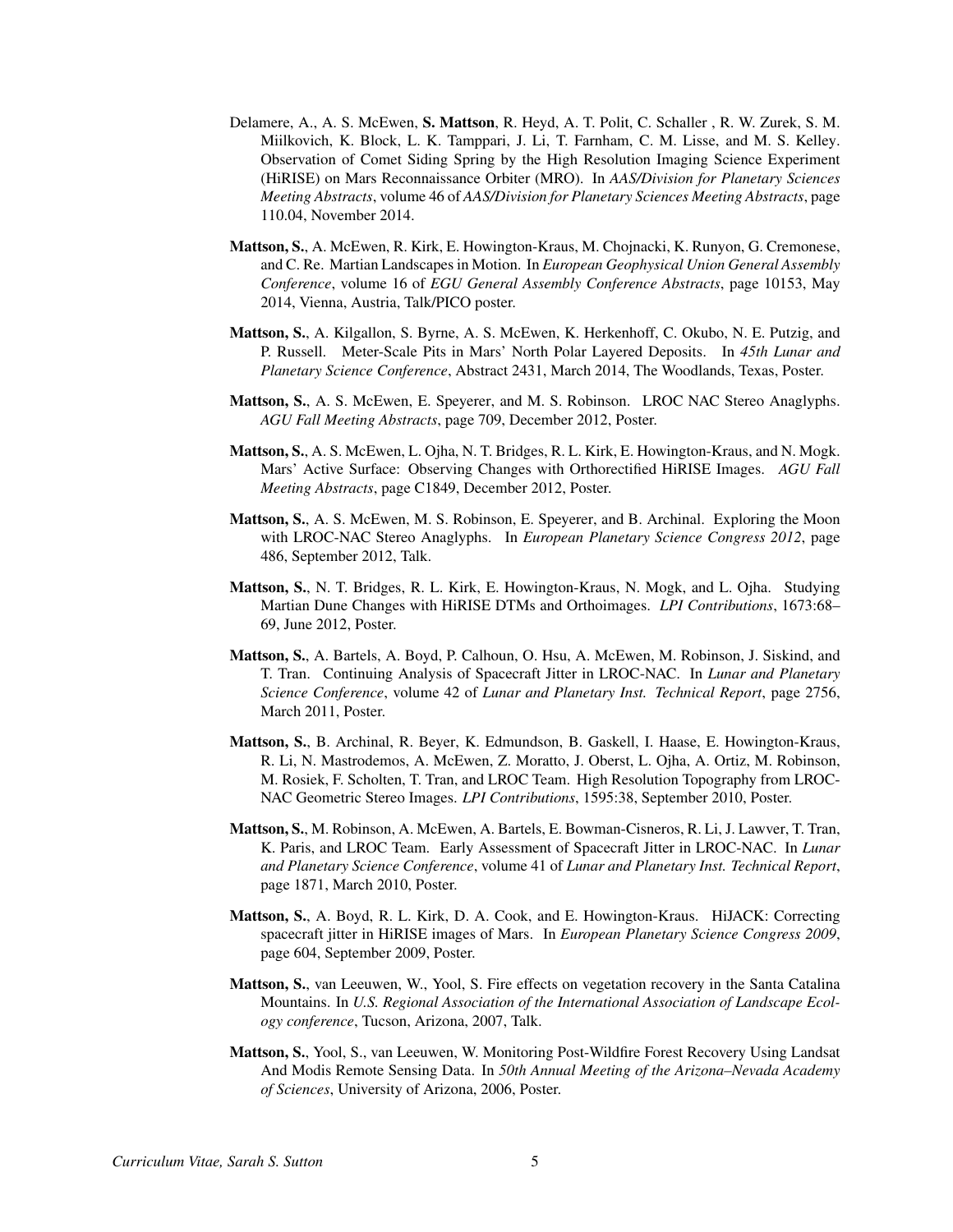- Delamere, A., A. S. McEwen, **S. Mattson**, R. Heyd, A. T. Polit, C. Schaller , R. W. Zurek, S. M. Miilkovich, K. Block, L. K. Tamppari, J. Li, T. Farnham, C. M. Lisse, and M. S. Kelley. Observation of Comet Siding Spring by the High Resolution Imaging Science Experiment (HiRISE) on Mars Reconnaissance Orbiter (MRO). In *AAS/Division for Planetary Sciences Meeting Abstracts*, volume 46 of *AAS/Division for Planetary Sciences Meeting Abstracts*, page 110.04, November 2014.

- **Mattson, S.**, A. McEwen, R. Kirk, E. Howington-Kraus, M. Chojnacki, K. Runyon, G. Cremonese, and C. Re. Martian Landscapes in Motion. In *European Geophysical Union General Assembly Conference*, volume 16 of *EGU General Assembly Conference Abstracts*, page 10153, May 2014, Vienna, Austria, Talk/PICO poster.

- **Mattson, S.**, A. Kilgallon, S. Byrne, A. S. McEwen, K. Herkenhoff, C. Okubo, N. E. Putzig, and P. Russell. Meter-Scale Pits in Mars' North Polar Layered Deposits. In *45th Lunar and Planetary Science Conference*, Abstract 2431, March 2014, The Woodlands, Texas, Poster.

- **Mattson, S.**, A. S. McEwen, E. Speyerer, and M. S. Robinson. LROC NAC Stereo Anaglyphs. *AGU Fall Meeting Abstracts*, page 709, December 2012, Poster.

- **Mattson, S.**, A. S. McEwen, L. Ojha, N. T. Bridges, R. L. Kirk, E. Howington-Kraus, and N. Mogk. Mars' Active Surface: Observing Changes with Orthorectified HiRISE Images. *AGU Fall Meeting Abstracts*, page C1849, December 2012, Poster.

- **Mattson, S.**, A. S. McEwen, M. S. Robinson, E. Speyerer, and B. Archinal. Exploring the Moon with LROC-NAC Stereo Anaglyphs. In *European Planetary Science Congress 2012*, page 486, September 2012, Talk.

- **Mattson, S.**, N. T. Bridges, R. L. Kirk, E. Howington-Kraus, N. Mogk, and L. Ojha. Studying Martian Dune Changes with HiRISE DTMs and Orthoimages. *LPI Contributions*, 1673:68–69, June 2012, Poster.

- **Mattson, S.**, A. Bartels, A. Boyd, P. Calhoun, O. Hsu, A. McEwen, M. Robinson, J. Siskind, and T. Tran. Continuing Analysis of Spacecraft Jitter in LROC-NAC. In *Lunar and Planetary Science Conference*, volume 42 of *Lunar and Planetary Inst. Technical Report*, page 2756, March 2011, Poster.

- **Mattson, S.**, B. Archinal, R. Beyer, K. Edmundson, B. Gaskell, I. Haase, E. Howington-Kraus, R. Li, N. Mastrodemos, A. McEwen, Z. Moratto, J. Oberst, L. Ojha, A. Ortiz, M. Robinson, M. Rosiek, F. Scholten, T. Tran, and LROC Team. High Resolution Topography from LROC-NAC Geometric Stereo Images. *LPI Contributions*, 1595:38, September 2010, Poster.

- **Mattson, S.**, M. Robinson, A. McEwen, A. Bartels, E. Bowman-Cisneros, R. Li, J. Lawver, T. Tran, K. Paris, and LROC Team. Early Assessment of Spacecraft Jitter in LROC-NAC. In *Lunar and Planetary Science Conference*, volume 41 of *Lunar and Planetary Inst. Technical Report*, page 1871, March 2010, Poster.

- **Mattson, S.**, A. Boyd, R. L. Kirk, D. A. Cook, and E. Howington-Kraus. HiJACK: Correcting spacecraft jitter in HiRISE images of Mars. In *European Planetary Science Congress 2009*, page 604, September 2009, Poster.

- **Mattson, S.**, van Leeuwen, W., Yool, S. Fire effects on vegetation recovery in the Santa Catalina Mountains. In *U.S. Regional Association of the International Association of Landscape Ecology conference*, Tucson, Arizona, 2007, Talk.

- **Mattson, S.**, Yool, S., van Leeuwen, W. Monitoring Post-Wildfire Forest Recovery Using Landsat And Modis Remote Sensing Data. In *50th Annual Meeting of the Arizona–Nevada Academy of Sciences*, University of Arizona, 2006, Poster.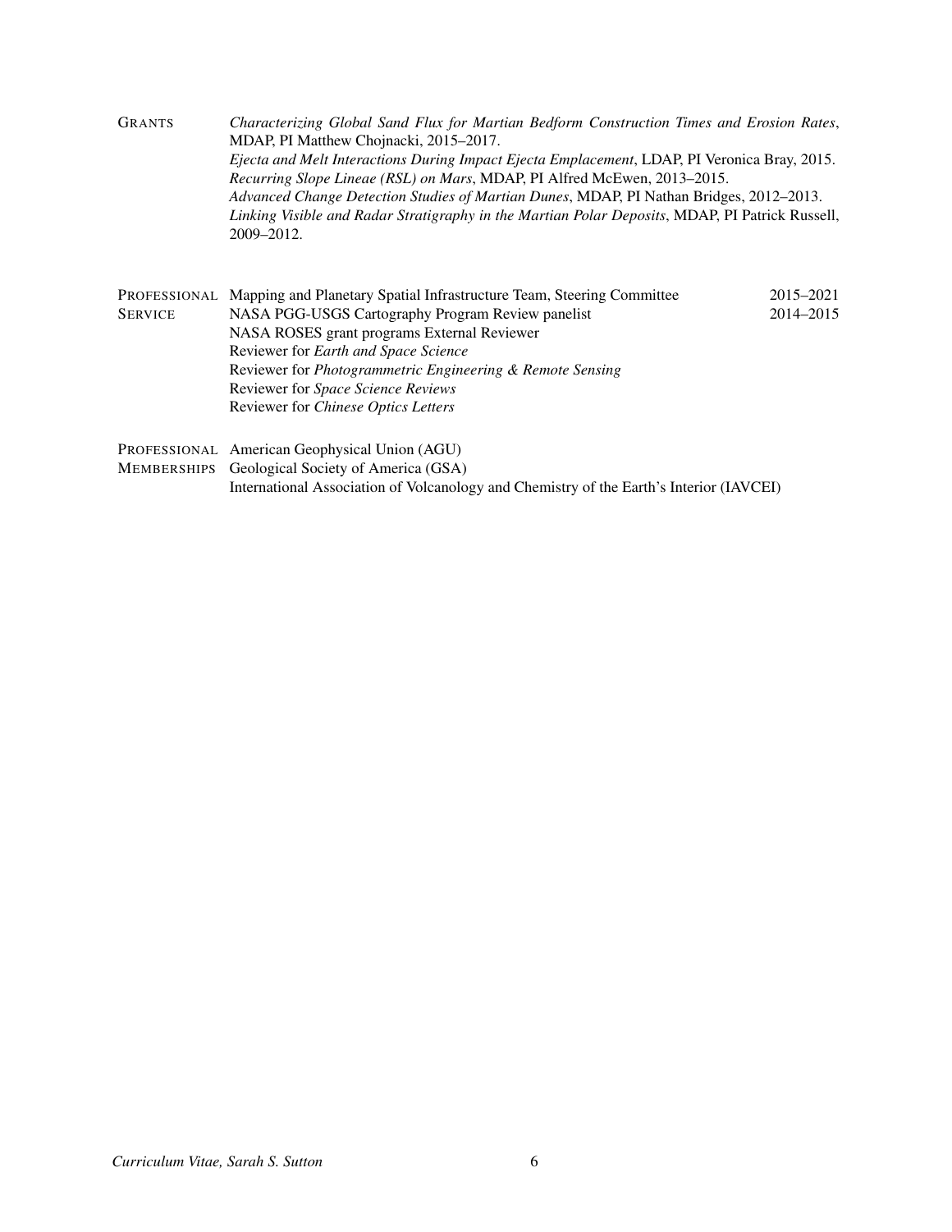## Grants

*Characterizing Global Sand Flux for Martian Bedform Construction Times and Erosion Rates*, MDAP, PI Matthew Chojnacki, 2015–2017.
*Ejecta and Melt Interactions During Impact Ejecta Emplacement*, LDAP, PI Veronica Bray, 2015.
*Recurring Slope Lineae (RSL) on Mars*, MDAP, PI Alfred McEwen, 2013–2015.
*Advanced Change Detection Studies of Martian Dunes*, MDAP, PI Nathan Bridges, 2012–2013.
*Linking Visible and Radar Stratigraphy in the Martian Polar Deposits*, MDAP, PI Patrick Russell, 2009–2012.

## Professional Service

Mapping and Planetary Spatial Infrastructure Team, Steering Committee 2015–2021
NASA PGG-USGS Cartography Program Review panelist 2014–2015
NASA ROSES grant programs External Reviewer
Reviewer for *Earth and Space Science*
Reviewer for *Photogrammetric Engineering & Remote Sensing*
Reviewer for *Space Science Reviews*
Reviewer for *Chinese Optics Letters*

## Professional Memberships

American Geophysical Union (AGU)
Geological Society of America (GSA)
International Association of Volcanology and Chemistry of the Earth's Interior (IAVCEI)